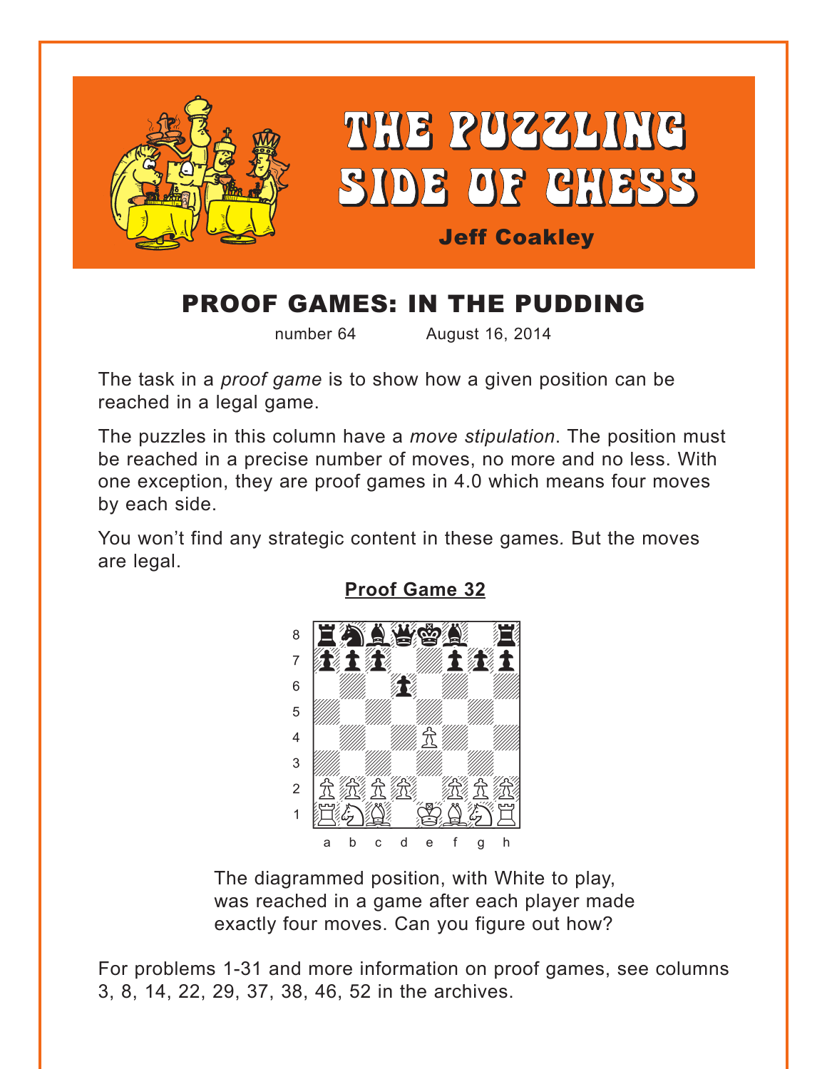# THE PUZZLING SIDE OF CHESS

**Jeff Coakley**

## PROOF GAMES: IN THE PUDDING

number 64 August 16, 2014

The task in a *proof game* is to show how a given position can be reached in a legal game.

The puzzles in this column have a *move stipulation*. The position must be reached in a precise number of moves, no more and no less. With one exception, they are proof games in 4.0 which means four moves by each side.

You won't find any strategic content in these games. But the moves are legal.

**Proof Game 32**

The diagrammed position, with White to play, was reached in a game after each player made exactly four moves. Can you figure out how?

For problems 1-31 and more information on proof games, see columns 3, 8, 14, 22, 29, 37, 38, 46, 52 in the archives.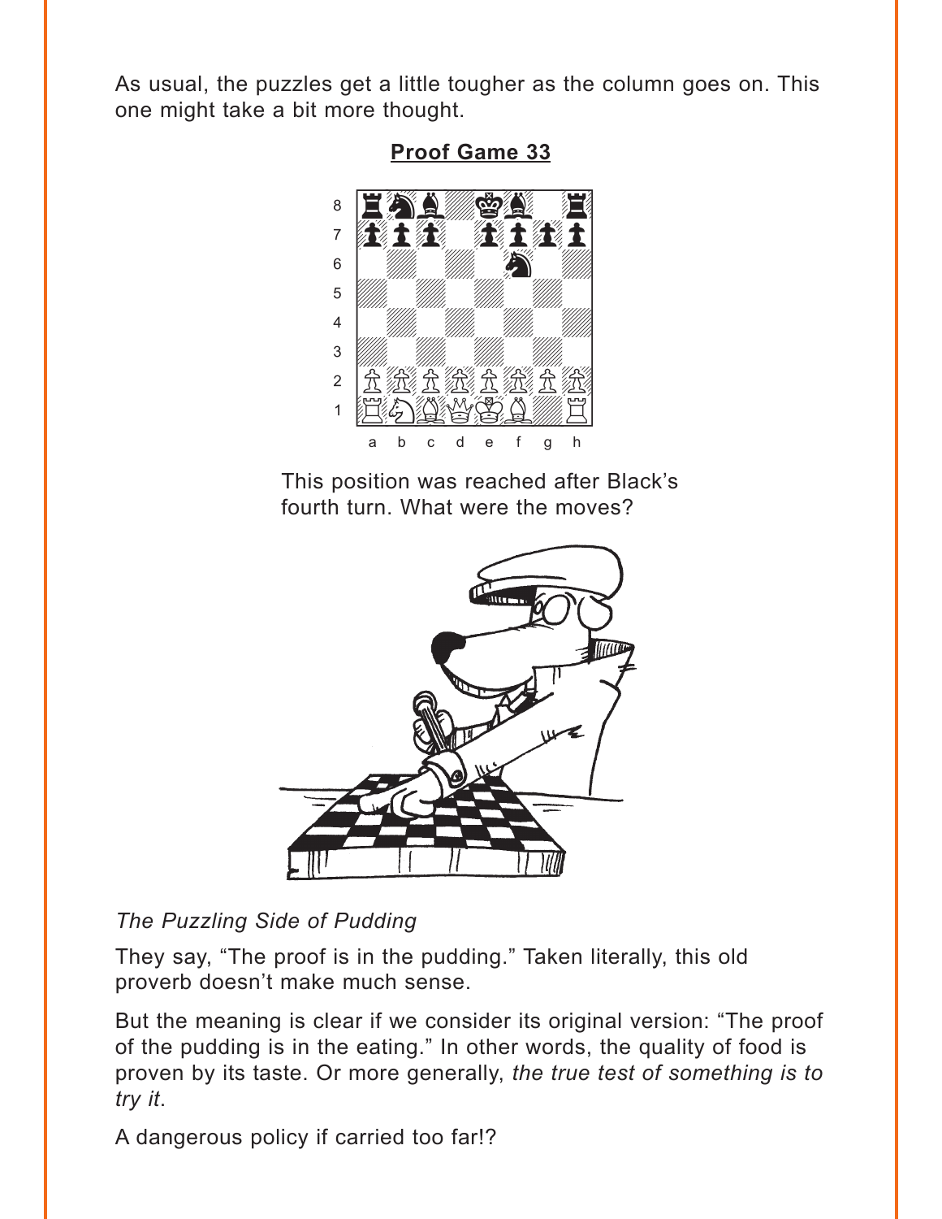As usual, the puzzles get a little tougher as the column goes on. This one might take a bit more thought.

**Proof Game 33**

This position was reached after Black's fourth turn. What were the moves?

*The Puzzling Side of Pudding*

They say, "The proof is in the pudding." Taken literally, this old proverb doesn't make much sense.

But the meaning is clear if we consider its original version: "The proof of the pudding is in the eating." In other words, the quality of food is proven by its taste. Or more generally, *the true test of something is to try it*.

A dangerous policy if carried too far!?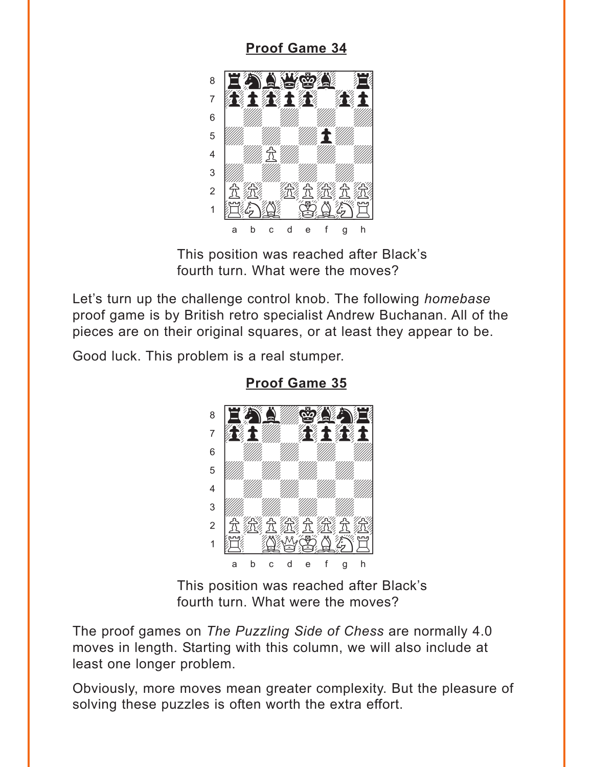## Proof Game 34

This position was reached after Black's fourth turn. What were the moves?

Let's turn up the challenge control knob. The following *homebase* proof game is by British retro specialist Andrew Buchanan. All of the pieces are on their original squares, or at least they appear to be.

Good luck. This problem is a real stumper.

## Proof Game 35

This position was reached after Black's fourth turn. What were the moves?

The proof games on *The Puzzling Side of Chess* are normally 4.0 moves in length. Starting with this column, we will also include at least one longer problem.

Obviously, more moves mean greater complexity. But the pleasure of solving these puzzles is often worth the extra effort.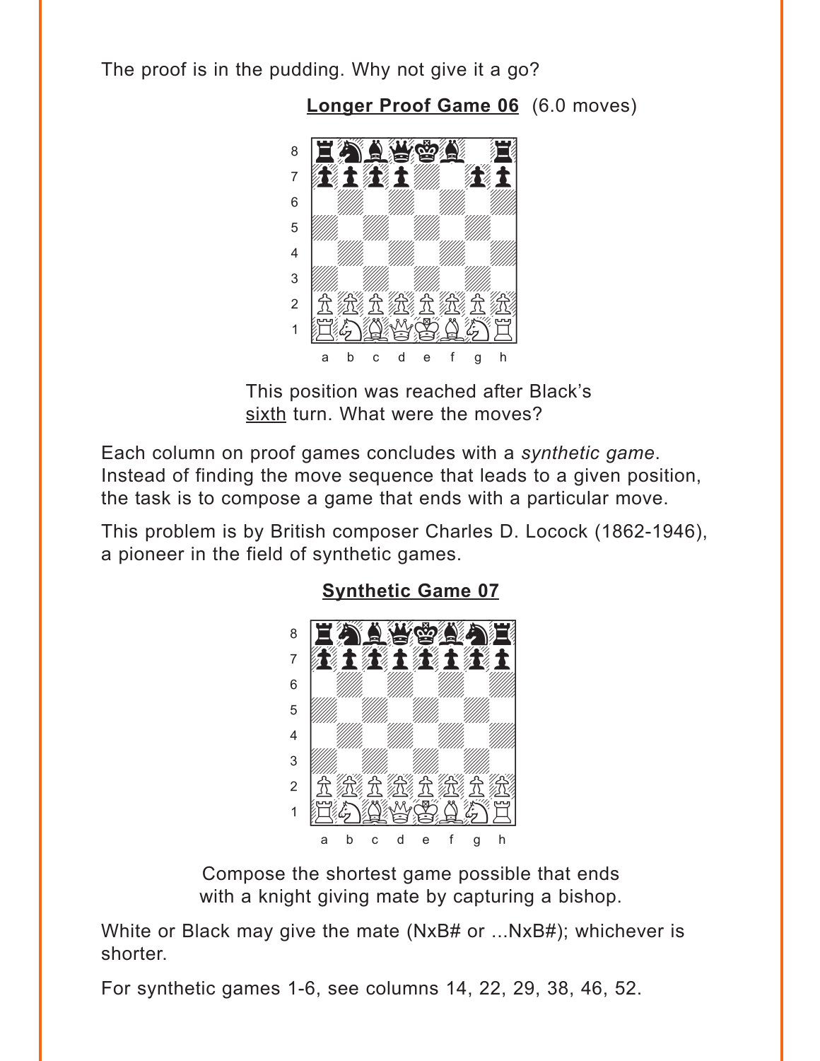The proof is in the pudding. Why not give it a go?

**Longer Proof Game 06** (6.0 moves)

This position was reached after Black's sixth turn. What were the moves?

Each column on proof games concludes with a *synthetic game*. Instead of finding the move sequence that leads to a given position, the task is to compose a game that ends with a particular move.

This problem is by British composer Charles D. Locock (1862-1946), a pioneer in the field of synthetic games.

**Synthetic Game 07**

Compose the shortest game possible that ends with a knight giving mate by capturing a bishop.

White or Black may give the mate (NxB# or ...NxB#); whichever is shorter.

For synthetic games 1-6, see columns 14, 22, 29, 38, 46, 52.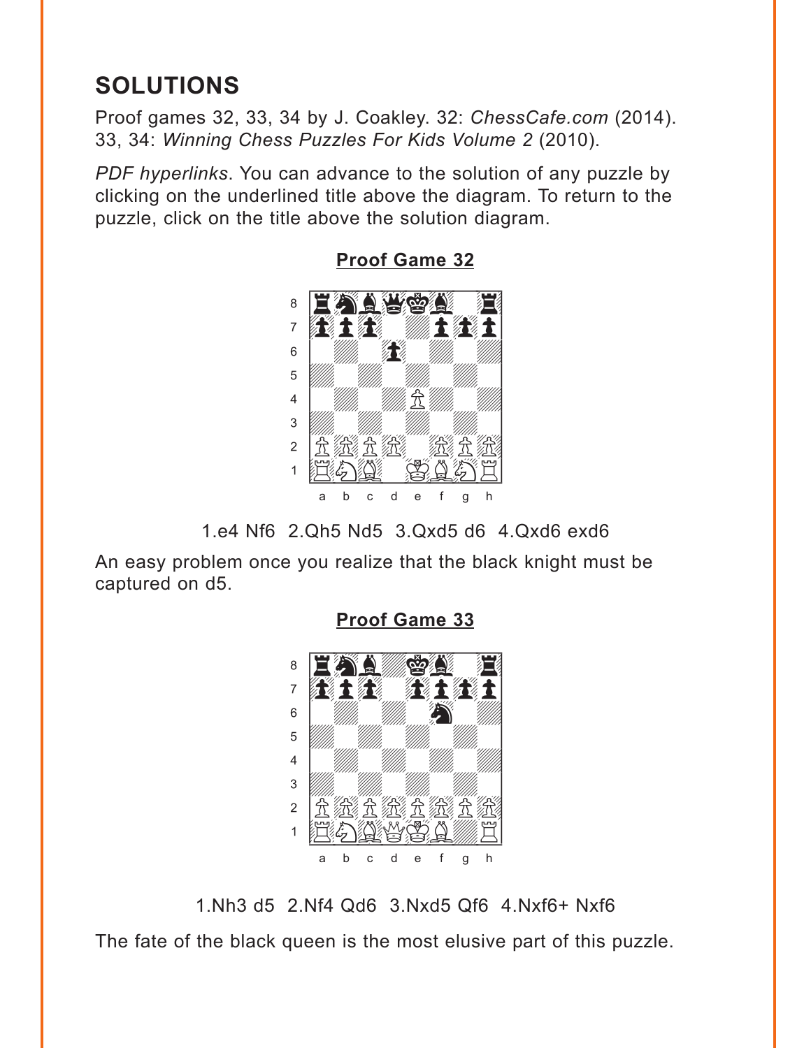# SOLUTIONS

Proof games 32, 33, 34 by J. Coakley. 32: *ChessCafe.com* (2014). 33, 34: *Winning Chess Puzzles For Kids Volume 2* (2010).

*PDF hyperlinks*. You can advance to the solution of any puzzle by clicking on the underlined title above the diagram. To return to the puzzle, click on the title above the solution diagram.

**Proof Game 32**

1.e4 Nf6 2.Qh5 Nd5 3.Qxd5 d6 4.Qxd6 exd6

An easy problem once you realize that the black knight must be captured on d5.

**Proof Game 33**

1.Nh3 d5 2.Nf4 Qd6 3.Nxd5 Qf6 4.Nxf6+ Nxf6

The fate of the black queen is the most elusive part of this puzzle.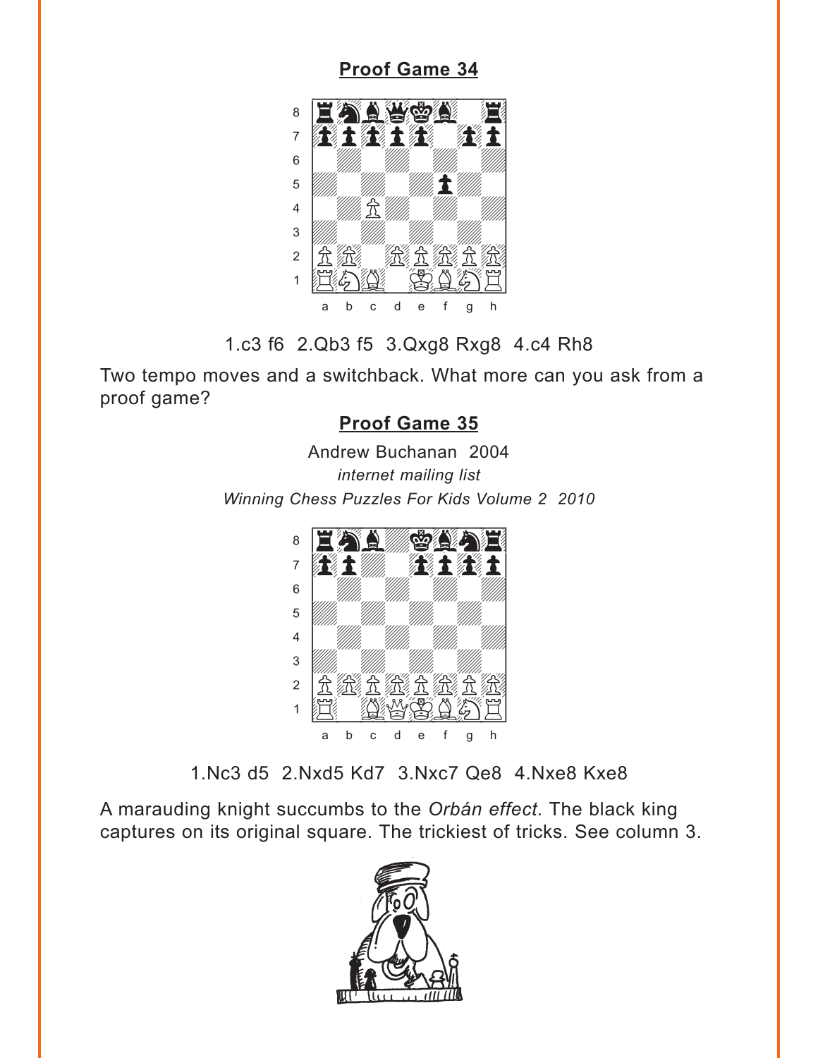## Proof Game 34

1.c3 f6 2.Qb3 f5 3.Qxg8 Rxg8 4.c4 Rh8

Two tempo moves and a switchback. What more can you ask from a proof game?

## Proof Game 35

Andrew Buchanan 2004

*internet mailing list*

*Winning Chess Puzzles For Kids Volume 2 2010*

1.Nc3 d5 2.Nxd5 Kd7 3.Nxc7 Qe8 4.Nxe8 Kxe8

A marauding knight succumbs to the *Orbán effect.* The black king captures on its original square. The trickiest of tricks. See column 3.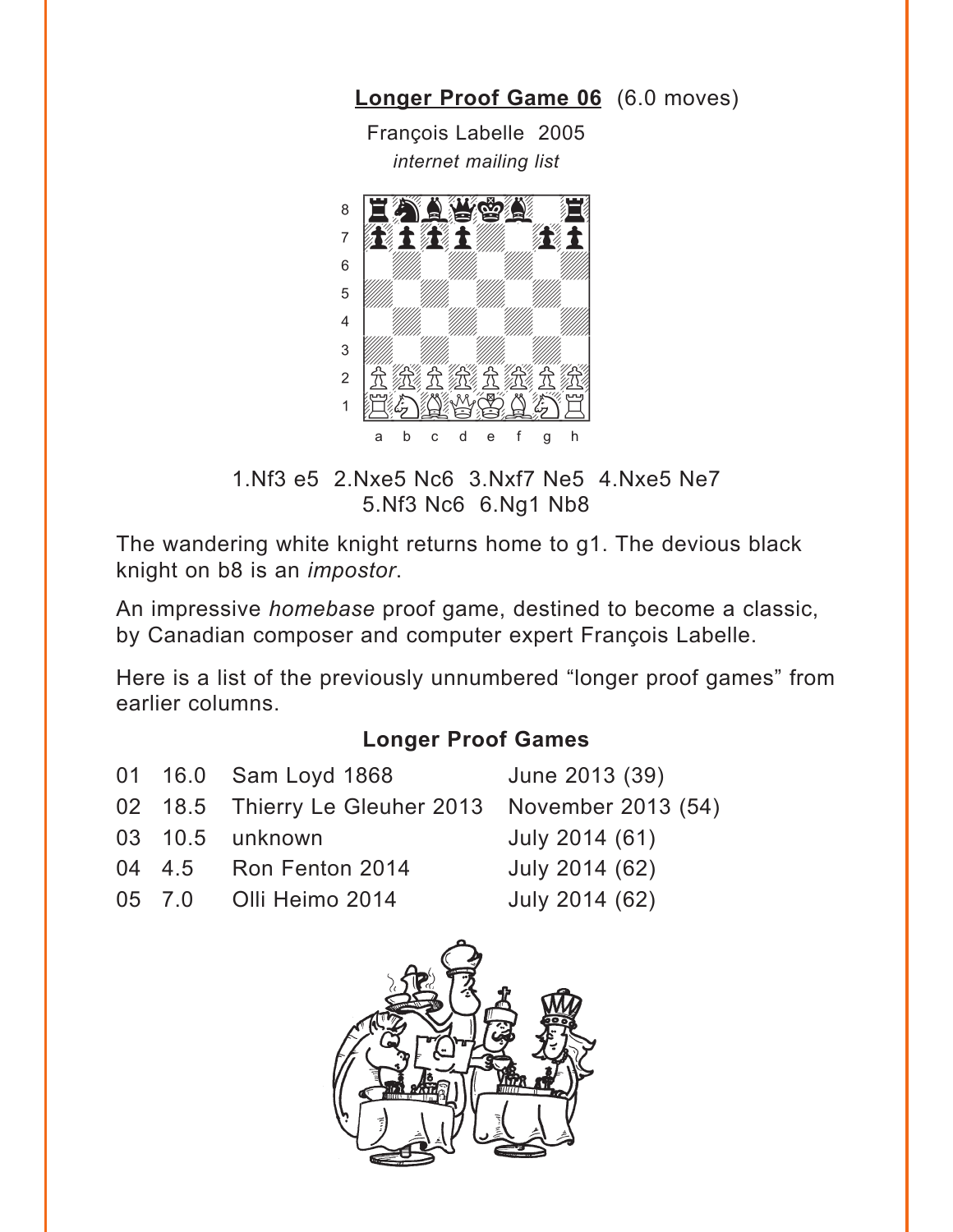**Longer Proof Game 06** (6.0 moves)

François Labelle 2005
*internet mailing list*

1.Nf3 e5 2.Nxe5 Nc6 3.Nxf7 Ne5 4.Nxe5 Ne7 5.Nf3 Nc6 6.Ng1 Nb8

The wandering white knight returns home to g1. The devious black knight on b8 is an *impostor*.

An impressive *homebase* proof game, destined to become a classic, by Canadian composer and computer expert François Labelle.

Here is a list of the previously unnumbered "longer proof games" from earlier columns.

### Longer Proof Games

| | | | |
|---|---|---|---|
| 01 | 16.0 | Sam Loyd 1868 | June 2013 (39) |
| 02 | 18.5 | Thierry Le Gleuher 2013 | November 2013 (54) |
| 03 | 10.5 | unknown | July 2014 (61) |
| 04 | 4.5 | Ron Fenton 2014 | July 2014 (62) |
| 05 | 7.0 | Olli Heimo 2014 | July 2014 (62) |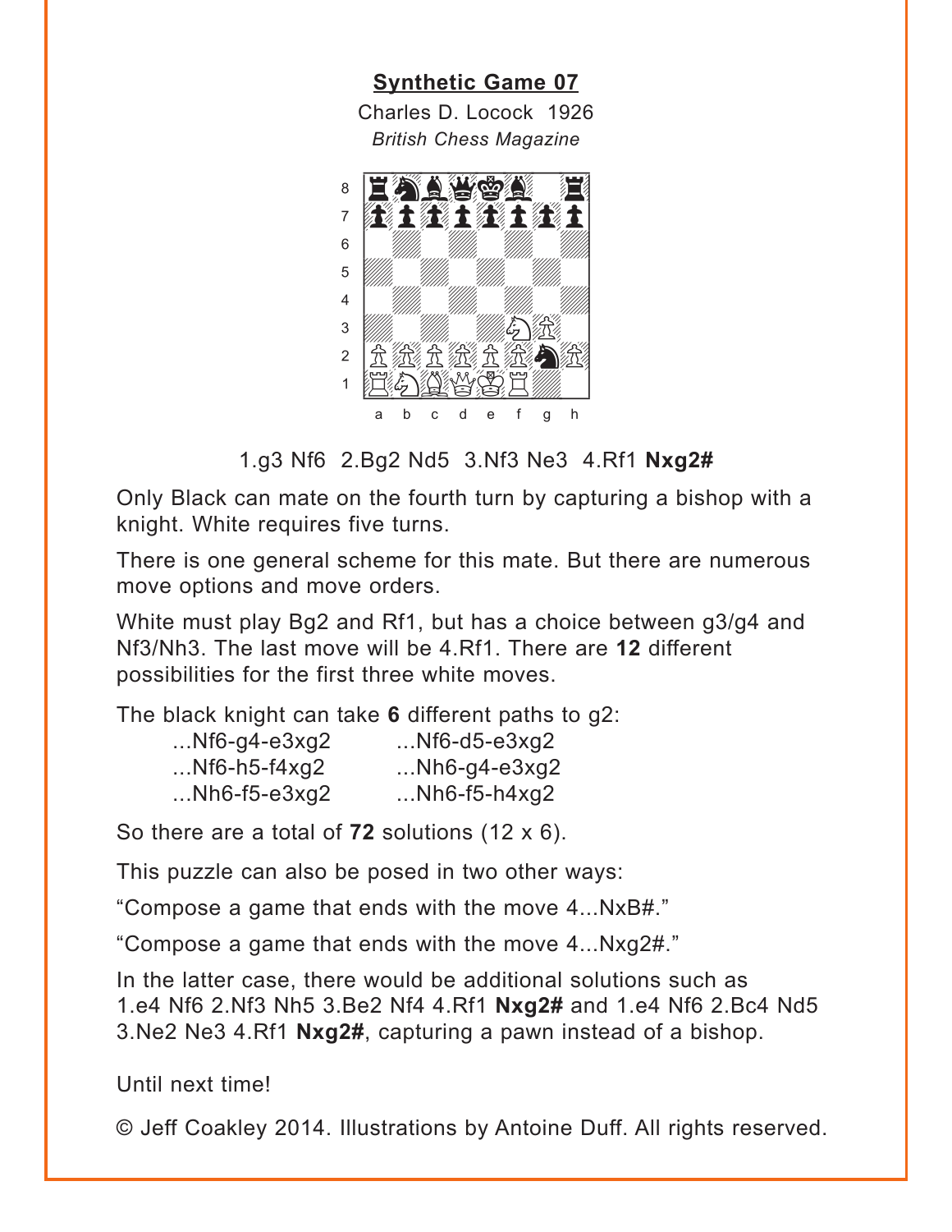## Synthetic Game 07

Charles D. Locock 1926

*British Chess Magazine*

1.g3 Nf6 2.Bg2 Nd5 3.Nf3 Ne3 4.Rf1 **Nxg2#**

Only Black can mate on the fourth turn by capturing a bishop with a knight. White requires five turns.

There is one general scheme for this mate. But there are numerous move options and move orders.

White must play Bg2 and Rf1, but has a choice between g3/g4 and Nf3/Nh3. The last move will be 4.Rf1. There are **12** different possibilities for the first three white moves.

The black knight can take **6** different paths to g2:

...Nf6-g4-e3xg2 ...Nf6-d5-e3xg2
...Nf6-h5-f4xg2 ...Nh6-g4-e3xg2
...Nh6-f5-e3xg2 ...Nh6-f5-h4xg2

So there are a total of **72** solutions (12 x 6).

This puzzle can also be posed in two other ways:

"Compose a game that ends with the move 4...NxB#."

"Compose a game that ends with the move 4...Nxg2#."

In the latter case, there would be additional solutions such as 1.e4 Nf6 2.Nf3 Nh5 3.Be2 Nf4 4.Rf1 **Nxg2#** and 1.e4 Nf6 2.Bc4 Nd5 3.Ne2 Ne3 4.Rf1 **Nxg2#**, capturing a pawn instead of a bishop.

Until next time!

© Jeff Coakley 2014. Illustrations by Antoine Duff. All rights reserved.